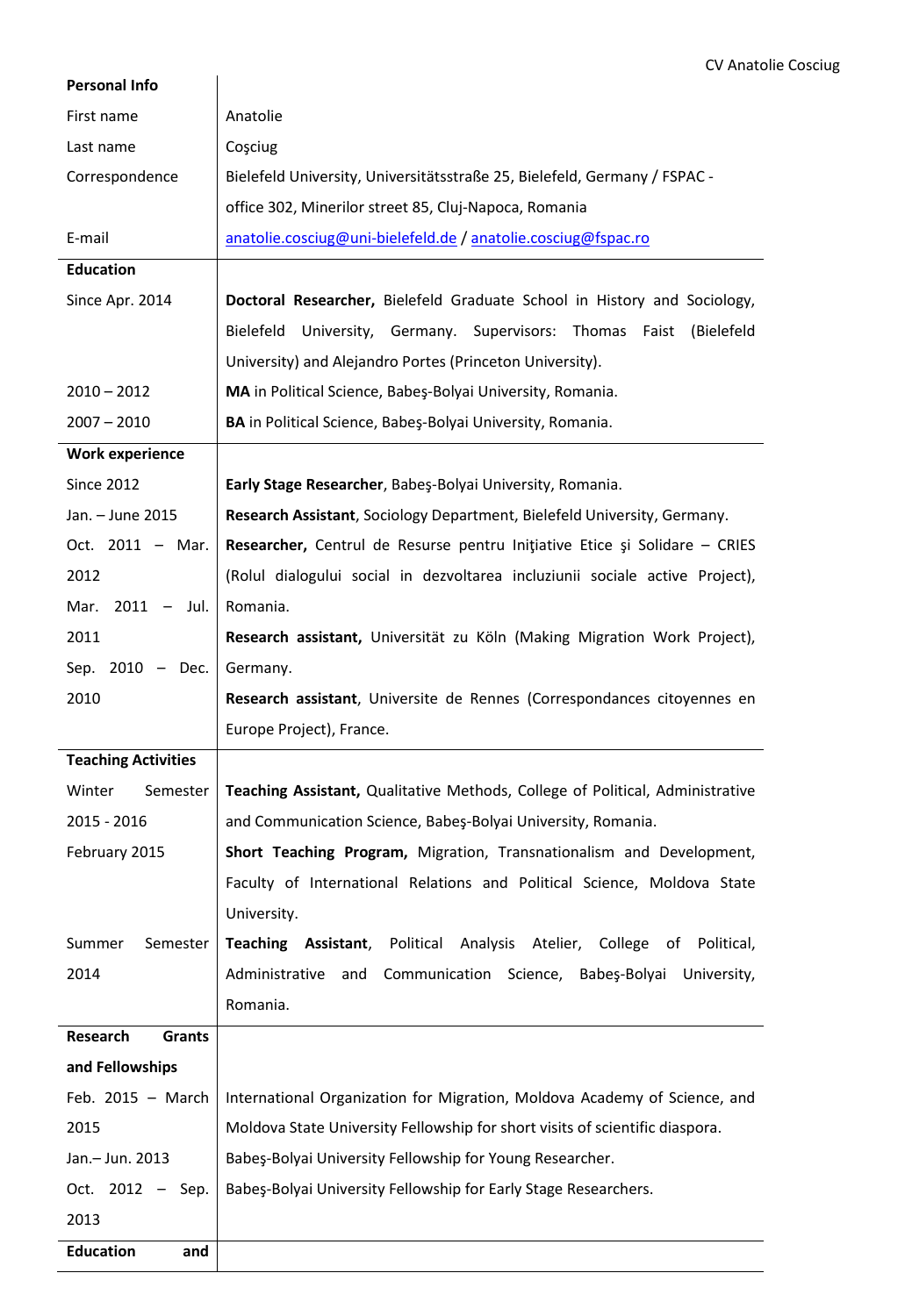## Personal Info

| | |
|---|---|
| First name | Anatolie |
| Last name | Coşciug |
| Correspondence | Bielefeld University, Universitätsstraße 25, Bielefeld, Germany / FSPAC - office 302, Minerilor street 85, Cluj-Napoca, Romania |
| E-mail | anatolie.cosciug@uni-bielefeld.de / anatolie.cosciug@fspac.ro |

## Education

| | |
|---|---|
| Since Apr. 2014 | **Doctoral Researcher,** Bielefeld Graduate School in History and Sociology, Bielefeld University, Germany. Supervisors: Thomas Faist (Bielefeld University) and Alejandro Portes (Princeton University). |
| 2010 – 2012 | **MA** in Political Science, Babeş-Bolyai University, Romania. |
| 2007 – 2010 | **BA** in Political Science, Babeş-Bolyai University, Romania. |

## Work experience

| | |
|---|---|
| Since 2012 | **Early Stage Researcher**, Babeş-Bolyai University, Romania. |
| Jan. – June 2015 | **Research Assistant**, Sociology Department, Bielefeld University, Germany. |
| Oct. 2011 – Mar. 2012 | **Researcher,** Centrul de Resurse pentru Iniţiative Etice şi Solidare – CRIES (Rolul dialogului social in dezvoltarea incluziunii sociale active Project), Romania. |
| Mar. 2011 – Jul. 2011 | **Research assistant,** Universität zu Köln (Making Migration Work Project), Germany. |
| Sep. 2010 – Dec. 2010 | **Research assistant**, Universite de Rennes (Correspondances citoyennes en Europe Project), France. |

## Teaching Activities

| | |
|---|---|
| Winter Semester 2015 - 2016 | **Teaching Assistant,** Qualitative Methods, College of Political, Administrative and Communication Science, Babeş-Bolyai University, Romania. |
| February 2015 | **Short Teaching Program,** Migration, Transnationalism and Development, Faculty of International Relations and Political Science, Moldova State University. |
| Summer Semester 2014 | **Teaching Assistant**, Political Analysis Atelier, College of Political, Administrative and Communication Science, Babeş-Bolyai University, Romania. |

## Research Grants and Fellowships

| | |
|---|---|
| Feb. 2015 – March 2015 | International Organization for Migration, Moldova Academy of Science, and Moldova State University Fellowship for short visits of scientific diaspora. |
| Jan.– Jun. 2013 | Babeş-Bolyai University Fellowship for Young Researcher. |
| Oct. 2012 – Sep. 2013 | Babeş-Bolyai University Fellowship for Early Stage Researchers. |

## Education and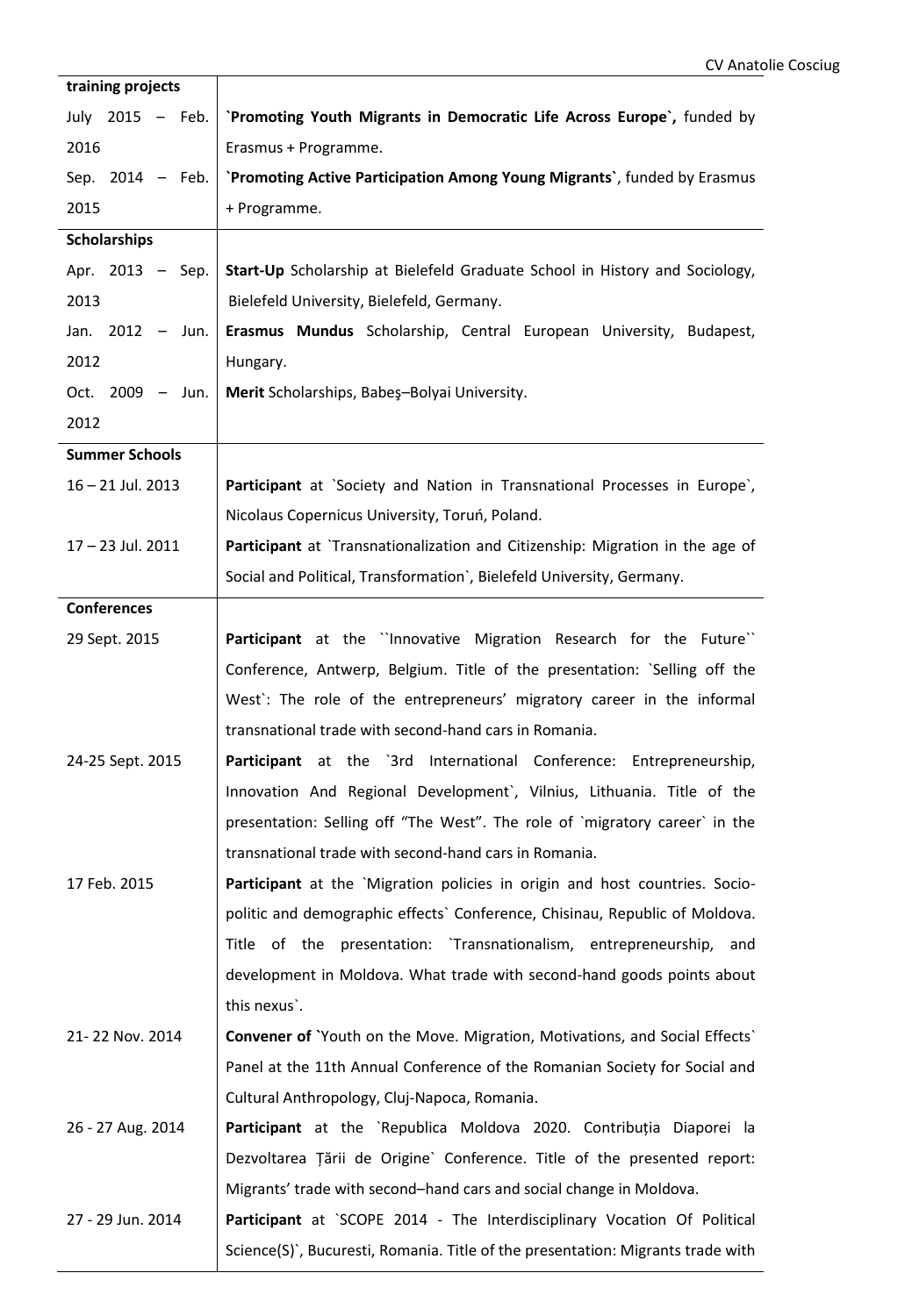| training projects | |
|---|---|
| July 2015 – Feb. 2016 | **`Promoting Youth Migrants in Democratic Life Across Europe`,** funded by Erasmus + Programme. |
| Sep. 2014 – Feb. 2015 | **`Promoting Active Participation Among Young Migrants`**, funded by Erasmus + Programme. |
| **Scholarships** | |
| Apr. 2013 – Sep. 2013 | **Start-Up** Scholarship at Bielefeld Graduate School in History and Sociology, Bielefeld University, Bielefeld, Germany. |
| Jan. 2012 – Jun. 2012 | **Erasmus Mundus** Scholarship, Central European University, Budapest, Hungary. |
| Oct. 2009 – Jun. 2012 | **Merit** Scholarships, Babeş–Bolyai University. |
| **Summer Schools** | |
| 16 – 21 Jul. 2013 | **Participant** at `Society and Nation in Transnational Processes in Europe`, Nicolaus Copernicus University, Toruń, Poland. |
| 17 – 23 Jul. 2011 | **Participant** at `Transnationalization and Citizenship: Migration in the age of Social and Political, Transformation`, Bielefeld University, Germany. |
| **Conferences** | |
| 29 Sept. 2015 | **Participant** at the ``Innovative Migration Research for the Future`` Conference, Antwerp, Belgium. Title of the presentation: `Selling off the West`: The role of the entrepreneurs' migratory career in the informal transnational trade with second-hand cars in Romania. |
| 24-25 Sept. 2015 | **Participant** at the `3rd International Conference: Entrepreneurship, Innovation And Regional Development`, Vilnius, Lithuania. Title of the presentation: Selling off "The West". The role of `migratory career` in the transnational trade with second-hand cars in Romania. |
| 17 Feb. 2015 | **Participant** at the `Migration policies in origin and host countries. Socio-politic and demographic effects` Conference, Chisinau, Republic of Moldova. Title of the presentation: `Transnationalism, entrepreneurship, and development in Moldova. What trade with second-hand goods points about this nexus`. |
| 21- 22 Nov. 2014 | **Convener of** `Youth on the Move. Migration, Motivations, and Social Effects` Panel at the 11th Annual Conference of the Romanian Society for Social and Cultural Anthropology, Cluj-Napoca, Romania. |
| 26 - 27 Aug. 2014 | **Participant** at the `Republica Moldova 2020. Contribuția Diaporei la Dezvoltarea Țării de Origine` Conference. Title of the presented report: Migrants' trade with second–hand cars and social change in Moldova. |
| 27 - 29 Jun. 2014 | **Participant** at `SCOPE 2014 - The Interdisciplinary Vocation Of Political Science(S)`, Bucuresti, Romania. Title of the presentation: Migrants trade with |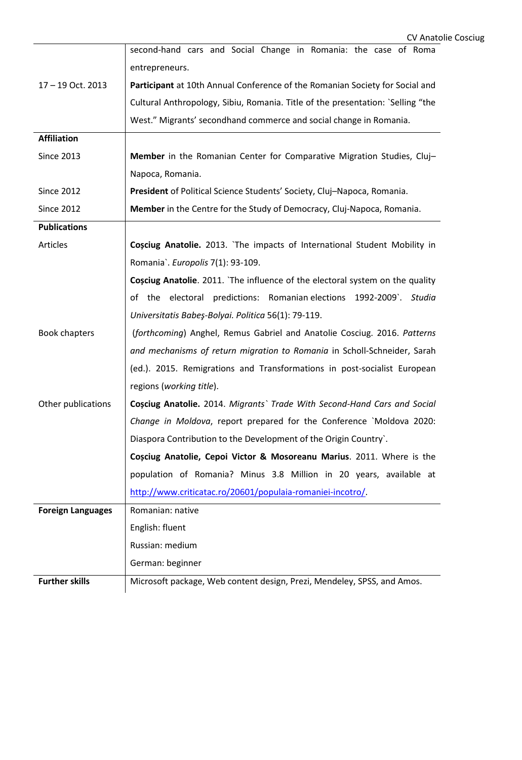| | |
|---|---|
| | second-hand cars and Social Change in Romania: the case of Roma entrepreneurs. |
| 17 – 19 Oct. 2013 | **Participant** at 10th Annual Conference of the Romanian Society for Social and Cultural Anthropology, Sibiu, Romania. Title of the presentation: `Selling "the West." Migrants' secondhand commerce and social change in Romania. |
| **Affiliation** | |
| Since 2013 | **Member** in the Romanian Center for Comparative Migration Studies, Cluj–Napoca, Romania. |
| Since 2012 | **President** of Political Science Students' Society, Cluj–Napoca, Romania. |
| Since 2012 | **Member** in the Centre for the Study of Democracy, Cluj-Napoca, Romania. |
| **Publications** | |
| Articles | **Coşciug Anatolie.** 2013. `The impacts of International Student Mobility in Romania`. *Europolis* 7(1): 93-109. |
| | **Coşciug Anatolie**. 2011. `The influence of the electoral system on the quality of the electoral predictions: Romanian elections 1992-2009`. *Studia Universitatis Babeş-Bolyai. Politica* 56(1): 79-119. |
| Book chapters | (*forthcoming*) Anghel, Remus Gabriel and Anatolie Cosciug. 2016. *Patterns and mechanisms of return migration to Romania* in Scholl-Schneider, Sarah (ed.). 2015. Remigrations and Transformations in post-socialist European regions (*working title*). |
| Other publications | **Coşciug Anatolie.** 2014. *Migrants` Trade With Second-Hand Cars and Social Change in Moldova*, report prepared for the Conference `Moldova 2020: Diaspora Contribution to the Development of the Origin Country`. |
| | **Coşciug Anatolie, Cepoi Victor & Mosoreanu Marius**. 2011. Where is the population of Romania? Minus 3.8 Million in 20 years, available at http://www.criticatac.ro/20601/populaia-romaniei-incotro/. |
| **Foreign Languages** | Romanian: native<br>English: fluent<br>Russian: medium<br>German: beginner |
| **Further skills** | Microsoft package, Web content design, Prezi, Mendeley, SPSS, and Amos. |